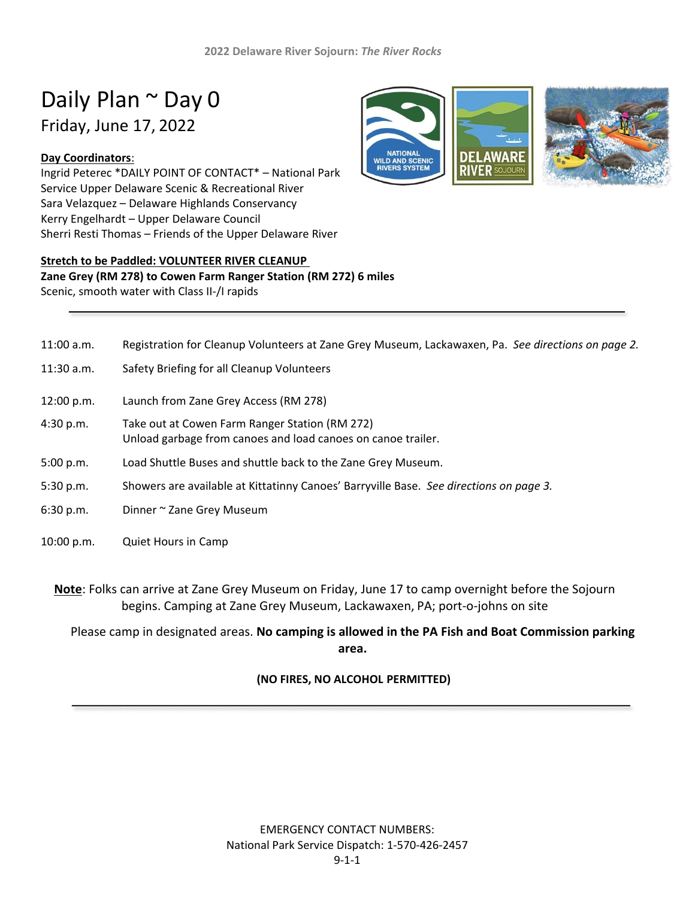# Daily Plan ~ Day 0

## Friday, June 17, 2022

**Day Coordinators:**
Ingrid Peterec *DAILY POINT OF CONTACT* – National Park Service Upper Delaware Scenic & Recreational River
Sara Velazquez – Delaware Highlands Conservancy
Kerry Engelhardt – Upper Delaware Council
Sherri Resti Thomas – Friends of the Upper Delaware River

**Stretch to be Paddled: VOLUNTEER RIVER CLEANUP**
**Zane Grey (RM 278) to Cowen Farm Ranger Station (RM 272) 6 miles**
Scenic, smooth water with Class II-/I rapids

---

| | |
|---|---|
| 11:00 a.m. | Registration for Cleanup Volunteers at Zane Grey Museum, Lackawaxen, Pa. *See directions on page 2.* |
| 11:30 a.m. | Safety Briefing for all Cleanup Volunteers |
| 12:00 p.m. | Launch from Zane Grey Access (RM 278) |
| 4:30 p.m. | Take out at Cowen Farm Ranger Station (RM 272) Unload garbage from canoes and load canoes on canoe trailer. |
| 5:00 p.m. | Load Shuttle Buses and shuttle back to the Zane Grey Museum. |
| 5:30 p.m. | Showers are available at Kittatinny Canoes' Barryville Base. *See directions on page 3.* |
| 6:30 p.m. | Dinner ~ Zane Grey Museum |
| 10:00 p.m. | Quiet Hours in Camp |

**Note**: Folks can arrive at Zane Grey Museum on Friday, June 17 to camp overnight before the Sojourn begins. Camping at Zane Grey Museum, Lackawaxen, PA; port-o-johns on site

Please camp in designated areas. **No camping is allowed in the PA Fish and Boat Commission parking area.**

**(NO FIRES, NO ALCOHOL PERMITTED)**

---

EMERGENCY CONTACT NUMBERS:
National Park Service Dispatch: 1-570-426-2457
9-1-1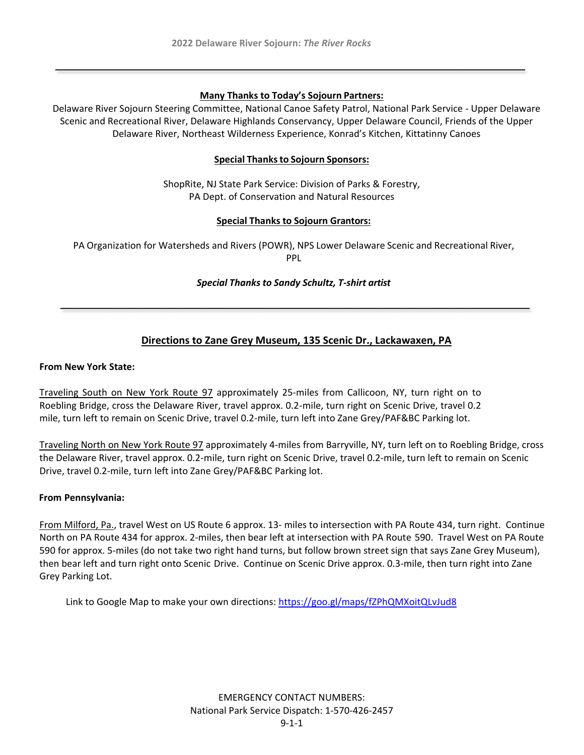**Many Thanks to Today's Sojourn Partners:**

Delaware River Sojourn Steering Committee, National Canoe Safety Patrol, National Park Service - Upper Delaware Scenic and Recreational River, Delaware Highlands Conservancy, Upper Delaware Council, Friends of the Upper Delaware River, Northeast Wilderness Experience, Konrad's Kitchen, Kittatinny Canoes

**Special Thanks to Sojourn Sponsors:**

ShopRite, NJ State Park Service: Division of Parks & Forestry,
PA Dept. of Conservation and Natural Resources

**Special Thanks to Sojourn Grantors:**

PA Organization for Watersheds and Rivers (POWR), NPS Lower Delaware Scenic and Recreational River, PPL

***Special Thanks to Sandy Schultz, T-shirt artist***

---

## Directions to Zane Grey Museum, 135 Scenic Dr., Lackawaxen, PA

**From New York State:**

Traveling South on New York Route 97 approximately 25-miles from Callicoon, NY, turn right on to Roebling Bridge, cross the Delaware River, travel approx. 0.2-mile, turn right on Scenic Drive, travel 0.2 mile, turn left to remain on Scenic Drive, travel 0.2-mile, turn left into Zane Grey/PAF&BC Parking lot.

Traveling North on New York Route 97 approximately 4-miles from Barryville, NY, turn left on to Roebling Bridge, cross the Delaware River, travel approx. 0.2-mile, turn right on Scenic Drive, travel 0.2-mile, turn left to remain on Scenic Drive, travel 0.2-mile, turn left into Zane Grey/PAF&BC Parking lot.

**From Pennsylvania:**

From Milford, Pa., travel West on US Route 6 approx. 13- miles to intersection with PA Route 434, turn right. Continue North on PA Route 434 for approx. 2-miles, then bear left at intersection with PA Route 590. Travel West on PA Route 590 for approx. 5-miles (do not take two right hand turns, but follow brown street sign that says Zane Grey Museum), then bear left and turn right onto Scenic Drive. Continue on Scenic Drive approx. 0.3-mile, then turn right into Zane Grey Parking Lot.

Link to Google Map to make your own directions: https://goo.gl/maps/fZPhQMXoitQLvJud8

EMERGENCY CONTACT NUMBERS:
National Park Service Dispatch: 1-570-426-2457
9-1-1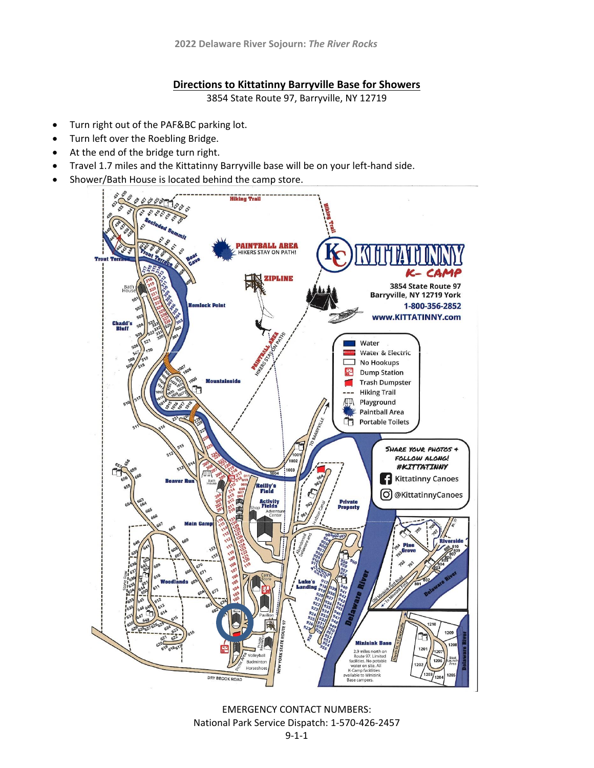## Directions to Kittatinny Barryville Base for Showers

3854 State Route 97, Barryville, NY 12719

- Turn right out of the PAF&BC parking lot.
- Turn left over the Roebling Bridge.
- At the end of the bridge turn right.
- Travel 1.7 miles and the Kittatinny Barryville base will be on your left-hand side.
- Shower/Bath House is located behind the camp store.

KITTATINNY K- CAMP

3854 State Route 97
Barryville, NY 12719 York
1-800-356-2852
www.KITTATINNY.com

Water
Water & Electric
No Hookups
Dump Station
Trash Dumpster
Hiking Trail
Playground
Paintball Area
Portable Toilets

SHARE YOUR PHOTOS + FOLLOW ALONG!
#KITTATINNY
Kittatinny Canoes
@KittatinnyCanoes

Minisink Base
2.9 miles north on Route 97. Limited facilities. No potable water on site. All K-Camp facilities available to Minisink Base campers.

EMERGENCY CONTACT NUMBERS:
National Park Service Dispatch: 1-570-426-2457
9-1-1